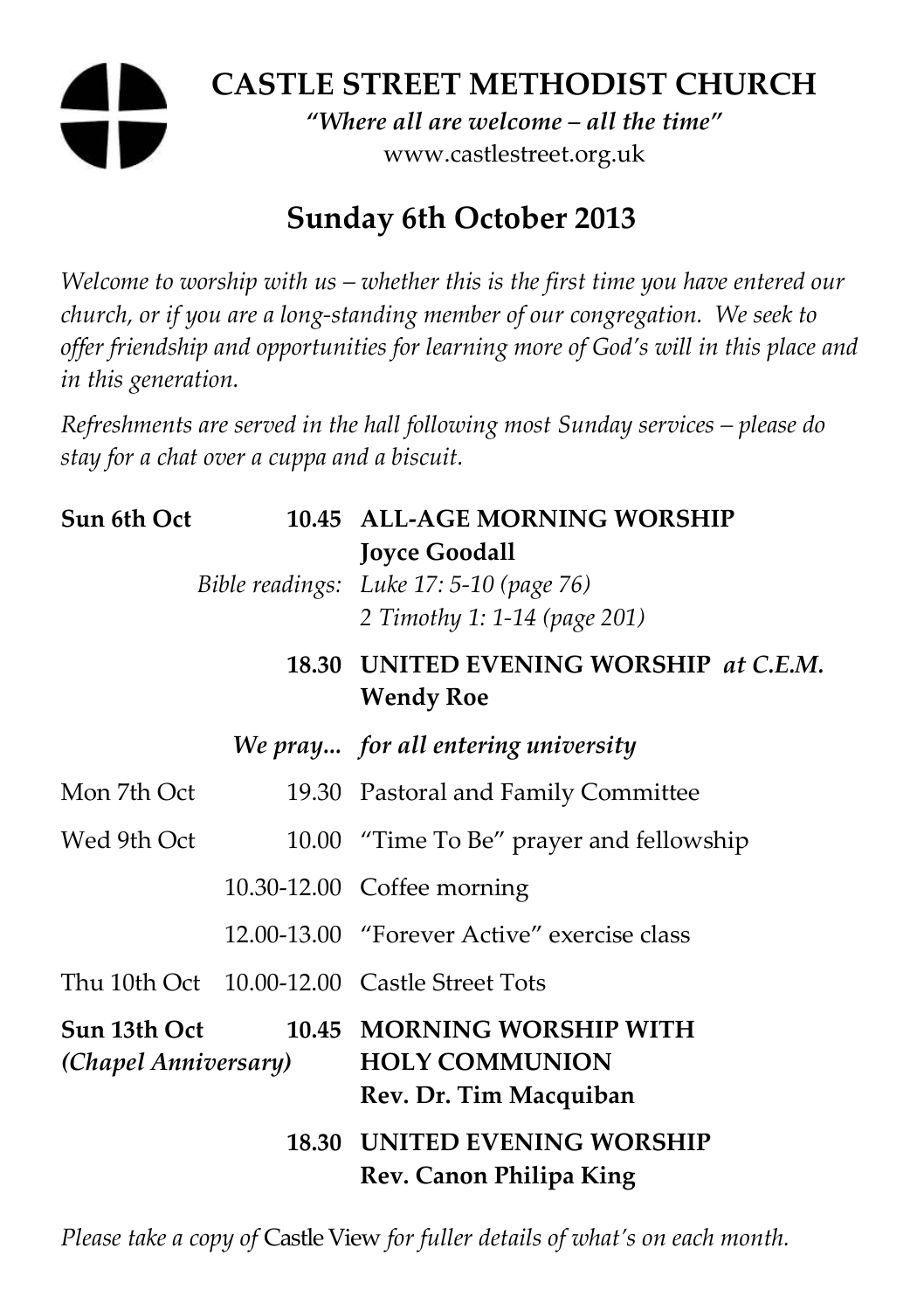# CASTLE STREET METHODIST CHURCH

*"Where all are welcome – all the time"*

www.castlestreet.org.uk

## Sunday 6th October 2013

*Welcome to worship with us – whether this is the first time you have entered our church, or if you are a long-standing member of our congregation. We seek to offer friendship and opportunities for learning more of God's will in this place and in this generation.*

*Refreshments are served in the hall following most Sunday services – please do stay for a chat over a cuppa and a biscuit.*

| | | |
|---|---|---|
| **Sun 6th Oct** | **10.45** | **ALL-AGE MORNING WORSHIP** **Joyce Goodall** |
| | *Bible readings:* | *Luke 17: 5-10 (page 76)* *2 Timothy 1: 1-14 (page 201)* |
| | **18.30** | **UNITED EVENING WORSHIP** ***at C.E.M.*** **Wendy Roe** |
| | *We pray...* | *for all entering university* |
| Mon 7th Oct | 19.30 | Pastoral and Family Committee |
| Wed 9th Oct | 10.00 | "Time To Be" prayer and fellowship |
| | 10.30-12.00 | Coffee morning |
| | 12.00-13.00 | "Forever Active" exercise class |
| Thu 10th Oct | 10.00-12.00 | Castle Street Tots |
| **Sun 13th Oct** ***(Chapel Anniversary)*** | **10.45** | **MORNING WORSHIP WITH HOLY COMMUNION** **Rev. Dr. Tim Macquiban** |
| | **18.30** | **UNITED EVENING WORSHIP** **Rev. Canon Philipa King** |

*Please take a copy of* Castle View *for fuller details of what's on each month.*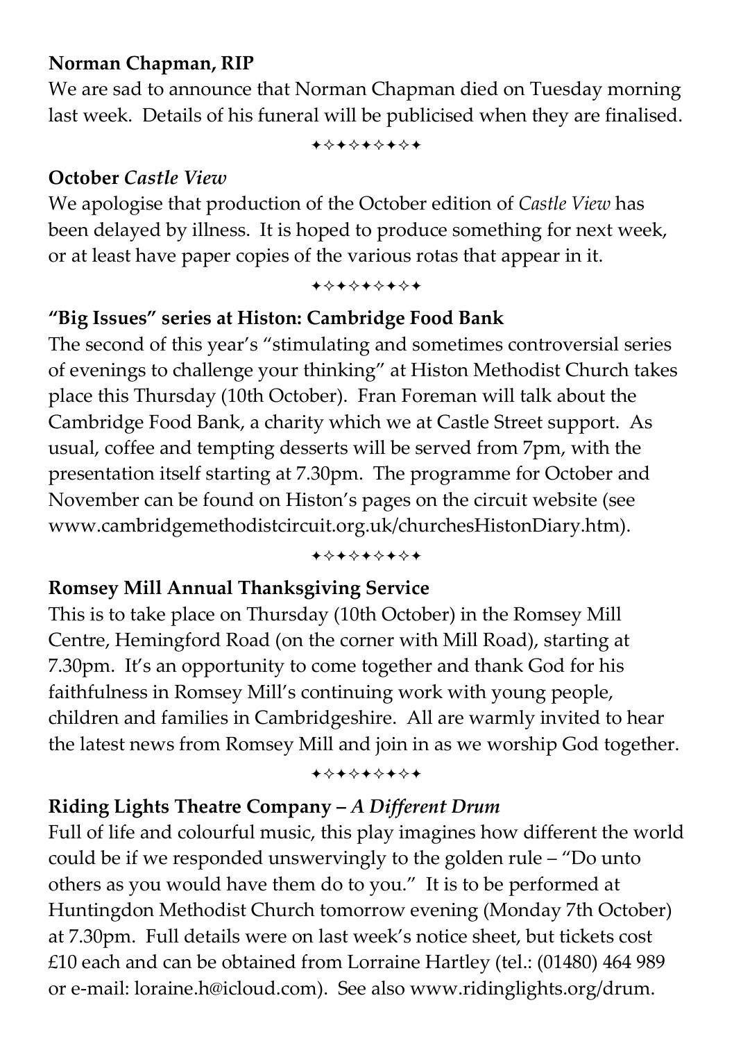**Norman Chapman, RIP**

We are sad to announce that Norman Chapman died on Tuesday morning last week. Details of his funeral will be publicised when they are finalised.

✦✧✦✧✦✦✧✦

**October *Castle View***

We apologise that production of the October edition of *Castle View* has been delayed by illness. It is hoped to produce something for next week, or at least have paper copies of the various rotas that appear in it.

✦✧✦✧✦✦✧✦

**"Big Issues" series at Histon: Cambridge Food Bank**

The second of this year's "stimulating and sometimes controversial series of evenings to challenge your thinking" at Histon Methodist Church takes place this Thursday (10th October). Fran Foreman will talk about the Cambridge Food Bank, a charity which we at Castle Street support. As usual, coffee and tempting desserts will be served from 7pm, with the presentation itself starting at 7.30pm. The programme for October and November can be found on Histon's pages on the circuit website (see www.cambridgemethodistcircuit.org.uk/churchesHistonDiary.htm).

✦✧✦✧✦✦✧✦

**Romsey Mill Annual Thanksgiving Service**

This is to take place on Thursday (10th October) in the Romsey Mill Centre, Hemingford Road (on the corner with Mill Road), starting at 7.30pm. It's an opportunity to come together and thank God for his faithfulness in Romsey Mill's continuing work with young people, children and families in Cambridgeshire. All are warmly invited to hear the latest news from Romsey Mill and join in as we worship God together.

✦✧✦✧✦✦✧✦

**Riding Lights Theatre Company – *A Different Drum***

Full of life and colourful music, this play imagines how different the world could be if we responded unswervingly to the golden rule – "Do unto others as you would have them do to you." It is to be performed at Huntingdon Methodist Church tomorrow evening (Monday 7th October) at 7.30pm. Full details were on last week's notice sheet, but tickets cost £10 each and can be obtained from Lorraine Hartley (tel.: (01480) 464 989 or e-mail: loraine.h@icloud.com). See also www.ridinglights.org/drum.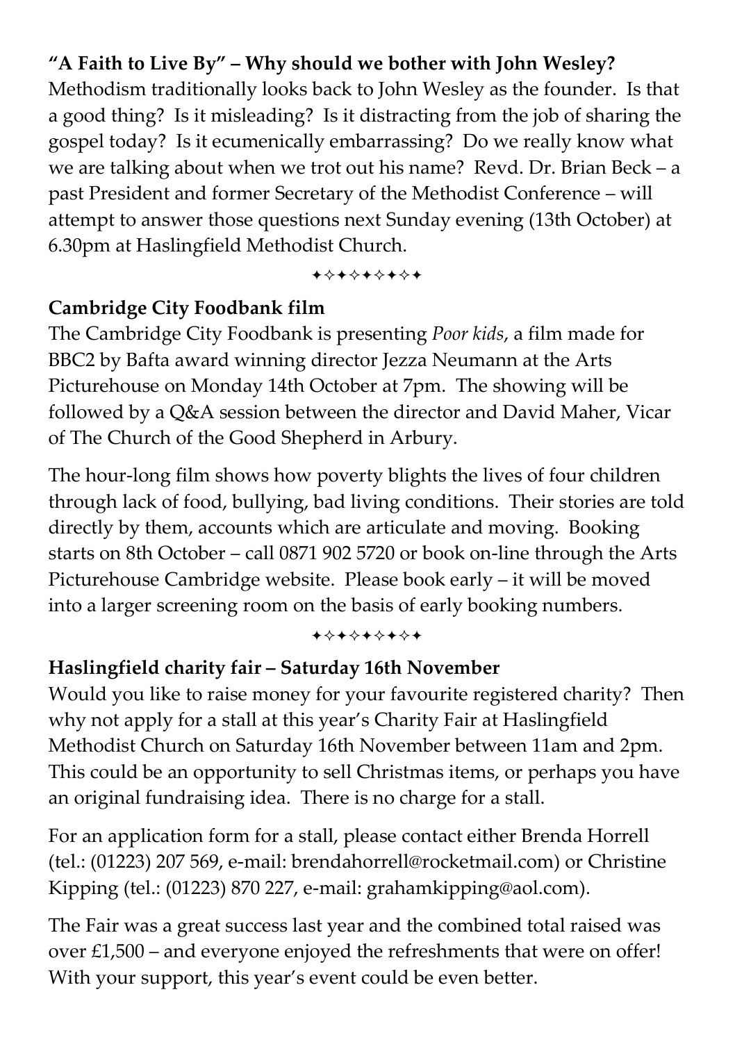**“A Faith to Live By” – Why should we bother with John Wesley?**
Methodism traditionally looks back to John Wesley as the founder. Is that a good thing? Is it misleading? Is it distracting from the job of sharing the gospel today? Is it ecumenically embarrassing? Do we really know what we are talking about when we trot out his name? Revd. Dr. Brian Beck – a past President and former Secretary of the Methodist Conference – will attempt to answer those questions next Sunday evening (13th October) at 6.30pm at Haslingfield Methodist Church.

✦✧✦✧✦✧✦✧✦

**Cambridge City Foodbank film**
The Cambridge City Foodbank is presenting *Poor kids*, a film made for BBC2 by Bafta award winning director Jezza Neumann at the Arts Picturehouse on Monday 14th October at 7pm. The showing will be followed by a Q&A session between the director and David Maher, Vicar of The Church of the Good Shepherd in Arbury.

The hour-long film shows how poverty blights the lives of four children through lack of food, bullying, bad living conditions. Their stories are told directly by them, accounts which are articulate and moving. Booking starts on 8th October – call 0871 902 5720 or book on-line through the Arts Picturehouse Cambridge website. Please book early – it will be moved into a larger screening room on the basis of early booking numbers.

✦✧✦✧✦✧✦✧✦

**Haslingfield charity fair – Saturday 16th November**
Would you like to raise money for your favourite registered charity? Then why not apply for a stall at this year’s Charity Fair at Haslingfield Methodist Church on Saturday 16th November between 11am and 2pm. This could be an opportunity to sell Christmas items, or perhaps you have an original fundraising idea. There is no charge for a stall.

For an application form for a stall, please contact either Brenda Horrell (tel.: (01223) 207 569, e-mail: brendahorrell@rocketmail.com) or Christine Kipping (tel.: (01223) 870 227, e-mail: grahamkipping@aol.com).

The Fair was a great success last year and the combined total raised was over £1,500 – and everyone enjoyed the refreshments that were on offer! With your support, this year’s event could be even better.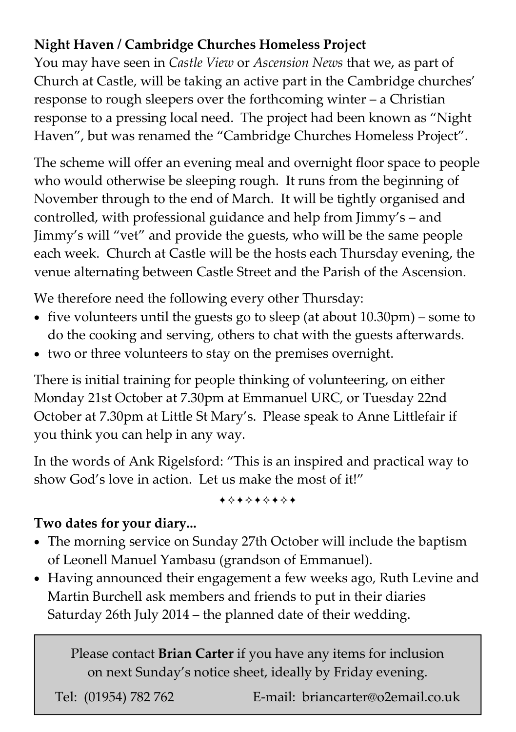**Night Haven / Cambridge Churches Homeless Project**

You may have seen in *Castle View* or *Ascension News* that we, as part of Church at Castle, will be taking an active part in the Cambridge churches' response to rough sleepers over the forthcoming winter – a Christian response to a pressing local need. The project had been known as "Night Haven", but was renamed the "Cambridge Churches Homeless Project".

The scheme will offer an evening meal and overnight floor space to people who would otherwise be sleeping rough. It runs from the beginning of November through to the end of March. It will be tightly organised and controlled, with professional guidance and help from Jimmy's – and Jimmy's will "vet" and provide the guests, who will be the same people each week. Church at Castle will be the hosts each Thursday evening, the venue alternating between Castle Street and the Parish of the Ascension.

We therefore need the following every other Thursday:

- five volunteers until the guests go to sleep (at about 10.30pm) – some to do the cooking and serving, others to chat with the guests afterwards.
- two or three volunteers to stay on the premises overnight.

There is initial training for people thinking of volunteering, on either Monday 21st October at 7.30pm at Emmanuel URC, or Tuesday 22nd October at 7.30pm at Little St Mary's. Please speak to Anne Littlefair if you think you can help in any way.

In the words of Ank Rigelsford: "This is an inspired and practical way to show God's love in action. Let us make the most of it!"

✦✧✦✧✦✧✦✧✦

**Two dates for your diary...**

- The morning service on Sunday 27th October will include the baptism of Leonell Manuel Yambasu (grandson of Emmanuel).
- Having announced their engagement a few weeks ago, Ruth Levine and Martin Burchell ask members and friends to put in their diaries Saturday 26th July 2014 – the planned date of their wedding.

Please contact **Brian Carter** if you have any items for inclusion on next Sunday's notice sheet, ideally by Friday evening.

Tel: (01954) 782 762 E-mail: briancarter@o2email.co.uk